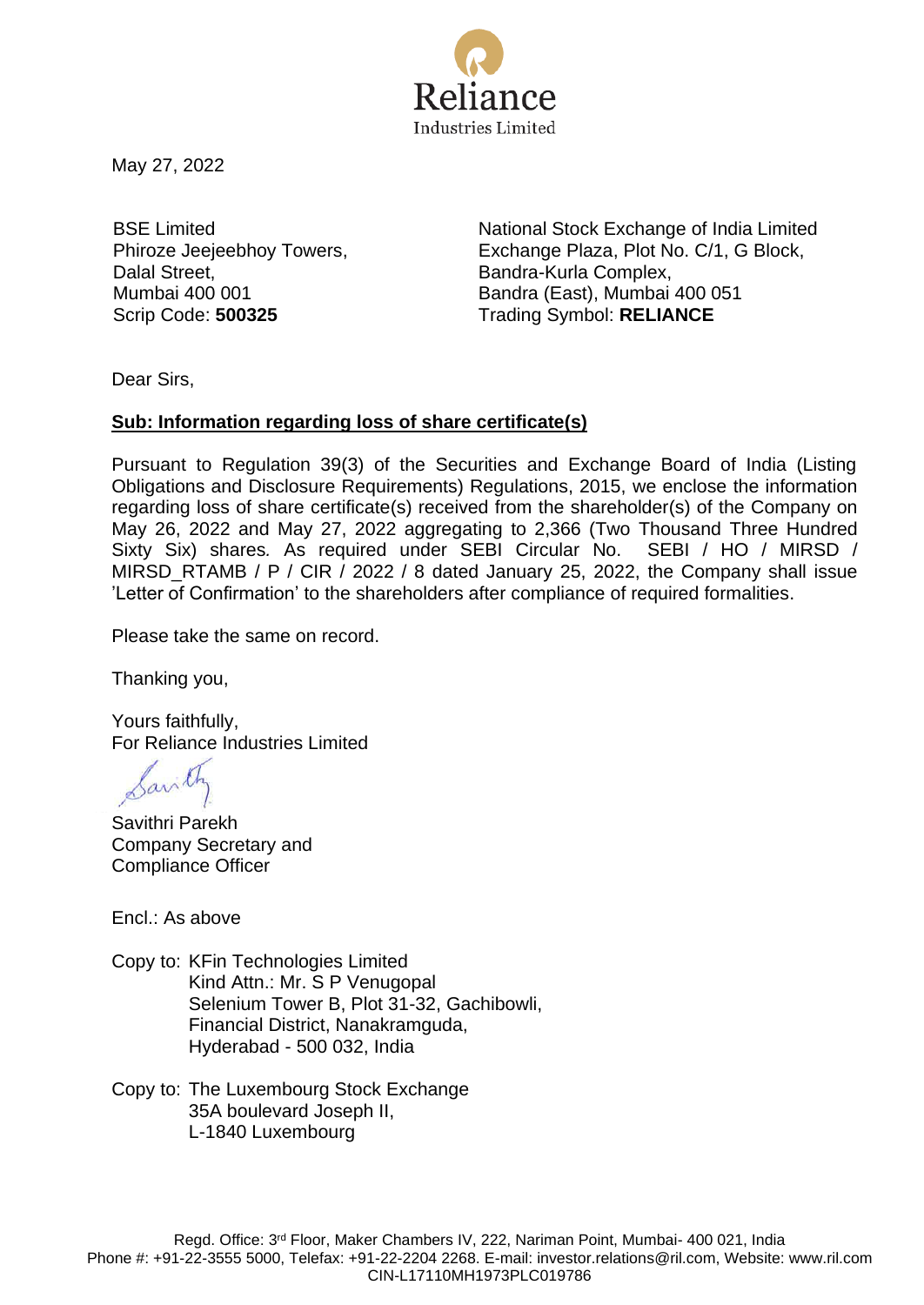Reliance
Industries Limited

May 27, 2022

BSE Limited
Phiroze Jeejeebhoy Towers,
Dalal Street,
Mumbai 400 001
Scrip Code: **500325**

National Stock Exchange of India Limited
Exchange Plaza, Plot No. C/1, G Block,
Bandra-Kurla Complex,
Bandra (East), Mumbai 400 051
Trading Symbol: **RELIANCE**

Dear Sirs,

**Sub: Information regarding loss of share certificate(s)**

Pursuant to Regulation 39(3) of the Securities and Exchange Board of India (Listing Obligations and Disclosure Requirements) Regulations, 2015, we enclose the information regarding loss of share certificate(s) received from the shareholder(s) of the Company on May 26, 2022 and May 27, 2022 aggregating to 2,366 (Two Thousand Three Hundred Sixty Six) shares. As required under SEBI Circular No. SEBI / HO / MIRSD / MIRSD_RTAMB / P / CIR / 2022 / 8 dated January 25, 2022, the Company shall issue 'Letter of Confirmation' to the shareholders after compliance of required formalities.

Please take the same on record.

Thanking you,

Yours faithfully,
For Reliance Industries Limited

Savithri Parekh
Company Secretary and
Compliance Officer

Encl.: As above

Copy to: KFin Technologies Limited
Kind Attn.: Mr. S P Venugopal
Selenium Tower B, Plot 31-32, Gachibowli,
Financial District, Nanakramguda,
Hyderabad - 500 032, India

Copy to: The Luxembourg Stock Exchange
35A boulevard Joseph II,
L-1840 Luxembourg

Regd. Office: 3rd Floor, Maker Chambers IV, 222, Nariman Point, Mumbai- 400 021, India
Phone #: +91-22-3555 5000, Telefax: +91-22-2204 2268. E-mail: investor.relations@ril.com, Website: www.ril.com
CIN-L17110MH1973PLC019786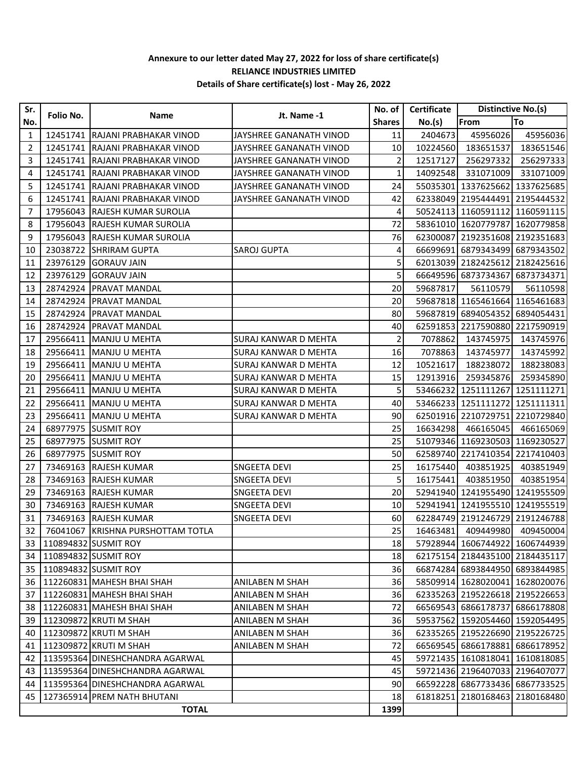**Annexure to our letter dated May 27, 2022 for loss of share certificate(s)**
**RELIANCE INDUSTRIES LIMITED**
**Details of Share certificate(s) lost - May 26, 2022**

| Sr. No. | Folio No. | Name | Jt. Name -1 | No. of Shares | Certificate No.(s) | Distinctive No.(s) | |
|---|---|---|---|---|---|---|---|
| | | | | | | From | To |
| 1 | 12451741 | RAJANI PRABHAKAR VINOD | JAYSHREE GANANATH VINOD | 11 | 2404673 | 45956026 | 45956036 |
| 2 | 12451741 | RAJANI PRABHAKAR VINOD | JAYSHREE GANANATH VINOD | 10 | 10224560 | 183651537 | 183651546 |
| 3 | 12451741 | RAJANI PRABHAKAR VINOD | JAYSHREE GANANATH VINOD | 2 | 12517127 | 256297332 | 256297333 |
| 4 | 12451741 | RAJANI PRABHAKAR VINOD | JAYSHREE GANANATH VINOD | 1 | 14092548 | 331071009 | 331071009 |
| 5 | 12451741 | RAJANI PRABHAKAR VINOD | JAYSHREE GANANATH VINOD | 24 | 55035301 | 1337625662 | 1337625685 |
| 6 | 12451741 | RAJANI PRABHAKAR VINOD | JAYSHREE GANANATH VINOD | 42 | 62338049 | 2195444491 | 2195444532 |
| 7 | 17956043 | RAJESH KUMAR SUROLIA | | 4 | 50524113 | 1160591112 | 1160591115 |
| 8 | 17956043 | RAJESH KUMAR SUROLIA | | 72 | 58361010 | 1620779787 | 1620779858 |
| 9 | 17956043 | RAJESH KUMAR SUROLIA | | 76 | 62300087 | 2192351608 | 2192351683 |
| 10 | 23038722 | SHRIRAM GUPTA | SAROJ GUPTA | 4 | 66699691 | 6879343499 | 6879343502 |
| 11 | 23976129 | GORAUV JAIN | | 5 | 62013039 | 2182425612 | 2182425616 |
| 12 | 23976129 | GORAUV JAIN | | 5 | 66649596 | 6873734367 | 6873734371 |
| 13 | 28742924 | PRAVAT MANDAL | | 20 | 59687817 | 56110579 | 56110598 |
| 14 | 28742924 | PRAVAT MANDAL | | 20 | 59687818 | 1165461664 | 1165461683 |
| 15 | 28742924 | PRAVAT MANDAL | | 80 | 59687819 | 6894054352 | 6894054431 |
| 16 | 28742924 | PRAVAT MANDAL | | 40 | 62591853 | 2217590880 | 2217590919 |
| 17 | 29566411 | MANJU U MEHTA | SURAJ KANWAR D MEHTA | 2 | 7078862 | 143745975 | 143745976 |
| 18 | 29566411 | MANJU U MEHTA | SURAJ KANWAR D MEHTA | 16 | 7078863 | 143745977 | 143745992 |
| 19 | 29566411 | MANJU U MEHTA | SURAJ KANWAR D MEHTA | 12 | 10521617 | 188238072 | 188238083 |
| 20 | 29566411 | MANJU U MEHTA | SURAJ KANWAR D MEHTA | 15 | 12913916 | 259345876 | 259345890 |
| 21 | 29566411 | MANJU U MEHTA | SURAJ KANWAR D MEHTA | 5 | 53466232 | 1251111267 | 1251111271 |
| 22 | 29566411 | MANJU U MEHTA | SURAJ KANWAR D MEHTA | 40 | 53466233 | 1251111272 | 1251111311 |
| 23 | 29566411 | MANJU U MEHTA | SURAJ KANWAR D MEHTA | 90 | 62501916 | 2210729751 | 2210729840 |
| 24 | 68977975 | SUSMIT ROY | | 25 | 16634298 | 466165045 | 466165069 |
| 25 | 68977975 | SUSMIT ROY | | 25 | 51079346 | 1169230503 | 1169230527 |
| 26 | 68977975 | SUSMIT ROY | | 50 | 62589740 | 2217410354 | 2217410403 |
| 27 | 73469163 | RAJESH KUMAR | SNGEETA DEVI | 25 | 16175440 | 403851925 | 403851949 |
| 28 | 73469163 | RAJESH KUMAR | SNGEETA DEVI | 5 | 16175441 | 403851950 | 403851954 |
| 29 | 73469163 | RAJESH KUMAR | SNGEETA DEVI | 20 | 52941940 | 1241955490 | 1241955509 |
| 30 | 73469163 | RAJESH KUMAR | SNGEETA DEVI | 10 | 52941941 | 1241955510 | 1241955519 |
| 31 | 73469163 | RAJESH KUMAR | SNGEETA DEVI | 60 | 62284749 | 2191246729 | 2191246788 |
| 32 | 76041067 | KRISHNA PURSHOTTAM TOTLA | | 25 | 16463481 | 409449980 | 409450004 |
| 33 | 110894832 | SUSMIT ROY | | 18 | 57928944 | 1606744922 | 1606744939 |
| 34 | 110894832 | SUSMIT ROY | | 18 | 62175154 | 2184435100 | 2184435117 |
| 35 | 110894832 | SUSMIT ROY | | 36 | 66874284 | 6893844950 | 6893844985 |
| 36 | 112260831 | MAHESH BHAI SHAH | ANILABEN M SHAH | 36 | 58509914 | 1628020041 | 1628020076 |
| 37 | 112260831 | MAHESH BHAI SHAH | ANILABEN M SHAH | 36 | 62335263 | 2195226618 | 2195226653 |
| 38 | 112260831 | MAHESH BHAI SHAH | ANILABEN M SHAH | 72 | 66569543 | 6866178737 | 6866178808 |
| 39 | 112309872 | KRUTI M SHAH | ANILABEN M SHAH | 36 | 59537562 | 1592054460 | 1592054495 |
| 40 | 112309872 | KRUTI M SHAH | ANILABEN M SHAH | 36 | 62335265 | 2195226690 | 2195226725 |
| 41 | 112309872 | KRUTI M SHAH | ANILABEN M SHAH | 72 | 66569545 | 6866178881 | 6866178952 |
| 42 | 113595364 | DINESHCHANDRA AGARWAL | | 45 | 59721435 | 1610818041 | 1610818085 |
| 43 | 113595364 | DINESHCHANDRA AGARWAL | | 45 | 59721436 | 2196407033 | 2196407077 |
| 44 | 113595364 | DINESHCHANDRA AGARWAL | | 90 | 66592228 | 6867733436 | 6867733525 |
| 45 | 127365914 | PREM NATH BHUTANI | | 18 | 61818251 | 2180168463 | 2180168480 |
| **TOTAL** | | | | **1399** | | | |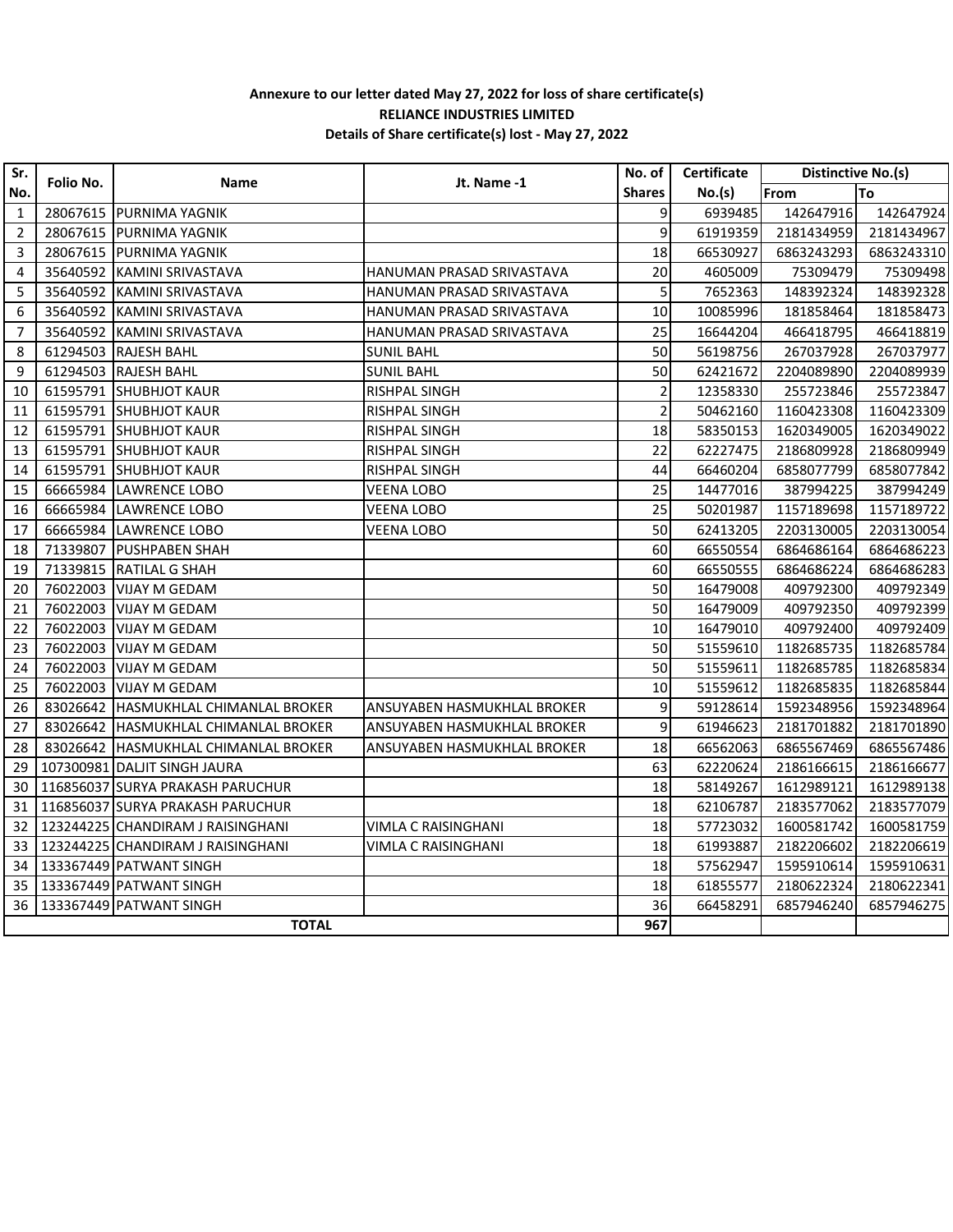**Annexure to our letter dated May 27, 2022 for loss of share certificate(s)**

**RELIANCE INDUSTRIES LIMITED**

**Details of Share certificate(s) lost - May 27, 2022**

| Sr. No. | Folio No. | Name | Jt. Name -1 | No. of Shares | Certificate No.(s) | Distinctive No.(s) | |
|---|---|---|---|---|---|---|---|
| | | | | | | From | To |
| 1 | 28067615 | PURNIMA YAGNIK | | 9 | 6939485 | 142647916 | 142647924 |
| 2 | 28067615 | PURNIMA YAGNIK | | 9 | 61919359 | 2181434959 | 2181434967 |
| 3 | 28067615 | PURNIMA YAGNIK | | 18 | 66530927 | 6863243293 | 6863243310 |
| 4 | 35640592 | KAMINI SRIVASTAVA | HANUMAN PRASAD SRIVASTAVA | 20 | 4605009 | 75309479 | 75309498 |
| 5 | 35640592 | KAMINI SRIVASTAVA | HANUMAN PRASAD SRIVASTAVA | 5 | 7652363 | 148392324 | 148392328 |
| 6 | 35640592 | KAMINI SRIVASTAVA | HANUMAN PRASAD SRIVASTAVA | 10 | 10085996 | 181858464 | 181858473 |
| 7 | 35640592 | KAMINI SRIVASTAVA | HANUMAN PRASAD SRIVASTAVA | 25 | 16644204 | 466418795 | 466418819 |
| 8 | 61294503 | RAJESH BAHL | SUNIL BAHL | 50 | 56198756 | 267037928 | 267037977 |
| 9 | 61294503 | RAJESH BAHL | SUNIL BAHL | 50 | 62421672 | 2204089890 | 2204089939 |
| 10 | 61595791 | SHUBHJOT KAUR | RISHPAL SINGH | 2 | 12358330 | 255723846 | 255723847 |
| 11 | 61595791 | SHUBHJOT KAUR | RISHPAL SINGH | 2 | 50462160 | 1160423308 | 1160423309 |
| 12 | 61595791 | SHUBHJOT KAUR | RISHPAL SINGH | 18 | 58350153 | 1620349005 | 1620349022 |
| 13 | 61595791 | SHUBHJOT KAUR | RISHPAL SINGH | 22 | 62227475 | 2186809928 | 2186809949 |
| 14 | 61595791 | SHUBHJOT KAUR | RISHPAL SINGH | 44 | 66460204 | 6858077799 | 6858077842 |
| 15 | 66665984 | LAWRENCE LOBO | VEENA LOBO | 25 | 14477016 | 387994225 | 387994249 |
| 16 | 66665984 | LAWRENCE LOBO | VEENA LOBO | 25 | 50201987 | 1157189698 | 1157189722 |
| 17 | 66665984 | LAWRENCE LOBO | VEENA LOBO | 50 | 62413205 | 2203130005 | 2203130054 |
| 18 | 71339807 | PUSHPABEN SHAH | | 60 | 66550554 | 6864686164 | 6864686223 |
| 19 | 71339815 | RATILAL G SHAH | | 60 | 66550555 | 6864686224 | 6864686283 |
| 20 | 76022003 | VIJAY M GEDAM | | 50 | 16479008 | 409792300 | 409792349 |
| 21 | 76022003 | VIJAY M GEDAM | | 50 | 16479009 | 409792350 | 409792399 |
| 22 | 76022003 | VIJAY M GEDAM | | 10 | 16479010 | 409792400 | 409792409 |
| 23 | 76022003 | VIJAY M GEDAM | | 50 | 51559610 | 1182685735 | 1182685784 |
| 24 | 76022003 | VIJAY M GEDAM | | 50 | 51559611 | 1182685785 | 1182685834 |
| 25 | 76022003 | VIJAY M GEDAM | | 10 | 51559612 | 1182685835 | 1182685844 |
| 26 | 83026642 | HASMUKHLAL CHIMANLAL BROKER | ANSUYABEN HASMUKHLAL BROKER | 9 | 59128614 | 1592348956 | 1592348964 |
| 27 | 83026642 | HASMUKHLAL CHIMANLAL BROKER | ANSUYABEN HASMUKHLAL BROKER | 9 | 61946623 | 2181701882 | 2181701890 |
| 28 | 83026642 | HASMUKHLAL CHIMANLAL BROKER | ANSUYABEN HASMUKHLAL BROKER | 18 | 66562063 | 6865567469 | 6865567486 |
| 29 | 107300981 | DALJIT SINGH JAURA | | 63 | 62220624 | 2186166615 | 2186166677 |
| 30 | 116856037 | SURYA PRAKASH PARUCHUR | | 18 | 58149267 | 1612989121 | 1612989138 |
| 31 | 116856037 | SURYA PRAKASH PARUCHUR | | 18 | 62106787 | 2183577062 | 2183577079 |
| 32 | 123244225 | CHANDIRAM J RAISINGHANI | VIMLA C RAISINGHANI | 18 | 57723032 | 1600581742 | 1600581759 |
| 33 | 123244225 | CHANDIRAM J RAISINGHANI | VIMLA C RAISINGHANI | 18 | 61993887 | 2182206602 | 2182206619 |
| 34 | 133367449 | PATWANT SINGH | | 18 | 57562947 | 1595910614 | 1595910631 |
| 35 | 133367449 | PATWANT SINGH | | 18 | 61855577 | 2180622324 | 2180622341 |
| 36 | 133367449 | PATWANT SINGH | | 36 | 66458291 | 6857946240 | 6857946275 |
| **TOTAL** | | | | **967** | | | |